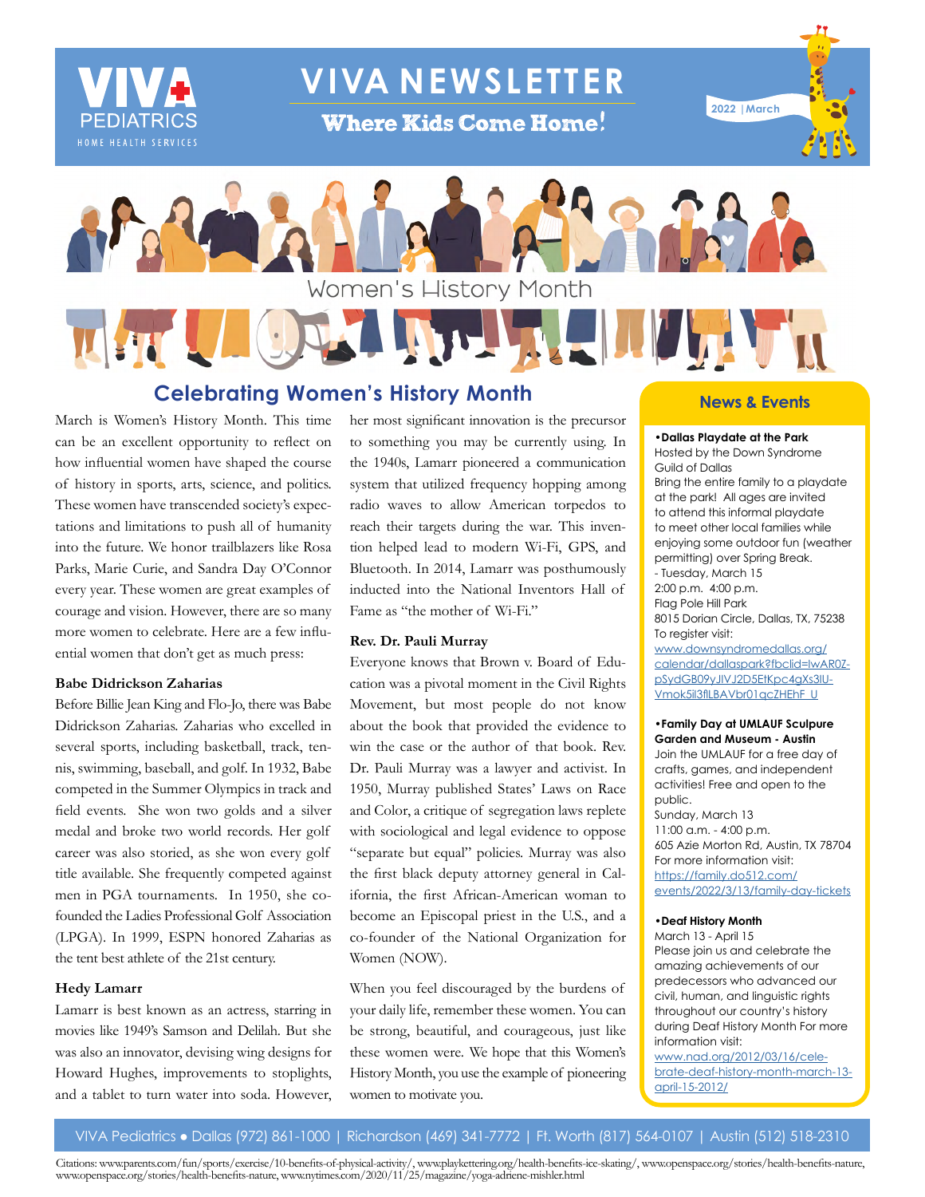# VIVA NEWSLETTER

**Where Kids Come Home!**

VIVA PEDIATRICS HOME HEALTH SERVICES

2022 | March

Women's History Month

## Celebrating Women's History Month

March is Women's History Month. This time can be an excellent opportunity to reflect on how influential women have shaped the course of history in sports, arts, science, and politics. These women have transcended society's expectations and limitations to push all of humanity into the future. We honor trailblazers like Rosa Parks, Marie Curie, and Sandra Day O'Connor every year. These women are great examples of courage and vision. However, there are so many more women to celebrate. Here are a few influential women that don't get as much press:

### Babe Didrickson Zaharias

Before Billie Jean King and Flo-Jo, there was Babe Didrickson Zaharias. Zaharias who excelled in several sports, including basketball, track, tennis, swimming, baseball, and golf. In 1932, Babe competed in the Summer Olympics in track and field events. She won two golds and a silver medal and broke two world records. Her golf career was also storied, as she won every golf title available. She frequently competed against men in PGA tournaments. In 1950, she co-founded the Ladies Professional Golf Association (LPGA). In 1999, ESPN honored Zaharias as the tent best athlete of the 21st century.

### Hedy Lamarr

Lamarr is best known as an actress, starring in movies like 1949's Samson and Delilah. But she was also an innovator, devising wing designs for Howard Hughes, improvements to stoplights, and a tablet to turn water into soda. However, her most significant innovation is the precursor to something you may be currently using. In the 1940s, Lamarr pioneered a communication system that utilized frequency hopping among radio waves to allow American torpedos to reach their targets during the war. This invention helped lead to modern Wi-Fi, GPS, and Bluetooth. In 2014, Lamarr was posthumously inducted into the National Inventors Hall of Fame as "the mother of Wi-Fi."

### Rev. Dr. Pauli Murray

Everyone knows that Brown v. Board of Education was a pivotal moment in the Civil Rights Movement, but most people do not know about the book that provided the evidence to win the case or the author of that book. Rev. Dr. Pauli Murray was a lawyer and activist. In 1950, Murray published States' Laws on Race and Color, a critique of segregation laws replete with sociological and legal evidence to oppose "separate but equal" policies. Murray was also the first black deputy attorney general in California, the first African-American woman to become an Episcopal priest in the U.S., and a co-founder of the National Organization for Women (NOW).

When you feel discouraged by the burdens of your daily life, remember these women. You can be strong, beautiful, and courageous, just like these women were. We hope that this Women's History Month, you use the example of pioneering women to motivate you.

## News & Events

**•Dallas Playdate at the Park**
Hosted by the Down Syndrome Guild of Dallas
Bring the entire family to a playdate at the park! All ages are invited to attend this informal playdate to meet other local families while enjoying some outdoor fun (weather permitting) over Spring Break.
- Tuesday, March 15
2:00 p.m. 4:00 p.m.
Flag Pole Hill Park
8015 Dorian Circle, Dallas, TX, 75238
To register visit:
www.downsyndromedallas.org/calendar/dallaspark?fbclid=IwAR0Z-pSydGB09yJIVJ2D5EtKpc4gXs3lU-Vmok5il3flLBAVbr01qcZHEhF_U

**•Family Day at UMLAUF Sculpture Garden and Museum - Austin**
Join the UMLAUF for a free day of crafts, games, and independent activities! Free and open to the public.
Sunday, March 13
11:00 a.m. - 4:00 p.m.
605 Azie Morton Rd, Austin, TX 78704
For more information visit:
https://family.do512.com/events/2022/3/13/family-day-tickets

**•Deaf History Month**
March 13 - April 15
Please join us and celebrate the amazing achievements of our predecessors who advanced our civil, human, and linguistic rights throughout our country's history during Deaf History Month For more information visit:
www.nad.org/2012/03/16/celebrate-deaf-history-month-march-13-april-15-2012/

VIVA Pediatrics ● Dallas (972) 861-1000 | Richardson (469) 341-7772 | Ft. Worth (817) 564-0107 | Austin (512) 518-2310

Citations: www.parents.com/fun/sports/exercise/10-benefits-of-physical-activity/, www.playkettering.org/health-benefits-ice-skating/, www.openspace.org/stories/health-benefits-nature, www.openspace.org/stories/health-benefits-nature, www.nytimes.com/2020/11/25/magazine/yoga-adriene-mishler.html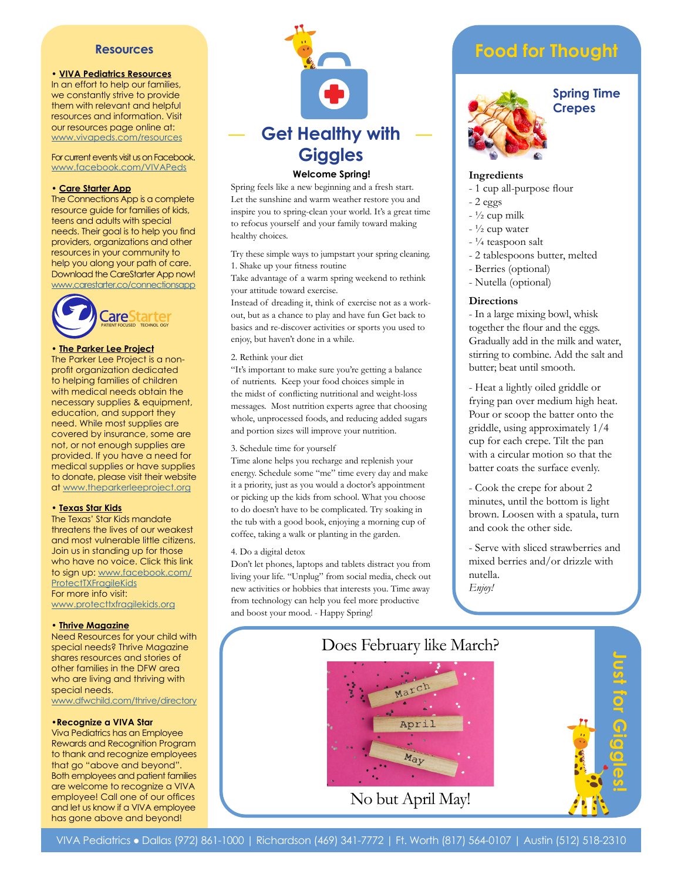## Resources

• **VIVA Pediatrics Resources**
In an effort to help our families, we constantly strive to provide them with relevant and helpful resources and information. Visit our resources page online at: www.vivapeds.com/resources

For current events visit us on Facebook. www.facebook.com/VIVAPeds

• **Care Starter App**
The Connections App is a complete resource guide for families of kids, teens and adults with special needs. Their goal is to help you find providers, organizations and other resources in your community to help you along your path of care. Download the CareStarter App now! www.carestarter.co/connectionsapp

CareStarter PATIENT FOCUSED TECHNOLOGY

• **The Parker Lee Project**
The Parker Lee Project is a non-profit organization dedicated to helping families of children with medical needs obtain the necessary supplies & equipment, education, and support they need. While most supplies are covered by insurance, some are not, or not enough supplies are provided. If you have a need for medical supplies or have supplies to donate, please visit their website at www.theparkerleeproject.org

• **Texas Star Kids**
The Texas' Star Kids mandate threatens the lives of our weakest and most vulnerable little citizens. Join us in standing up for those who have no voice. Click this link to sign up: www.facebook.com/ProtectTXFragileKids
For more info visit: www.protecttxfragilekids.org

• **Thrive Magazine**
Need Resources for your child with special needs? Thrive Magazine shares resources and stories of other families in the DFW area who are living and thriving with special needs.
www.dfwchild.com/thrive/directory

• **Recognize a VIVA Star**
Viva Pediatrics has an Employee Rewards and Recognition Program to thank and recognize employees that go "above and beyond". Both employees and patient families are welcome to recognize a VIVA employee! Call one of our offices and let us know if a VIVA employee has gone above and beyond!

## Get Healthy with Giggles

**Welcome Spring!**

Spring feels like a new beginning and a fresh start. Let the sunshine and warm weather restore you and inspire you to spring-clean your world. It's a great time to refocus yourself and your family toward making healthy choices.

Try these simple ways to jumpstart your spring cleaning.
1. Shake up your fitness routine
Take advantage of a warm spring weekend to rethink your attitude toward exercise.
Instead of dreading it, think of exercise not as a work-out, but as a chance to play and have fun Get back to basics and re-discover activities or sports you used to enjoy, but haven't done in a while.

2. Rethink your diet
"It's important to make sure you're getting a balance of nutrients. Keep your food choices simple in the midst of conflicting nutritional and weight-loss messages. Most nutrition experts agree that choosing whole, unprocessed foods, and reducing added sugars and portion sizes will improve your nutrition.

3. Schedule time for yourself
Time alone helps you recharge and replenish your energy. Schedule some "me" time every day and make it a priority, just as you would a doctor's appointment or picking up the kids from school. What you choose to do doesn't have to be complicated. Try soaking in the tub with a good book, enjoying a morning cup of coffee, taking a walk or planting in the garden.

4. Do a digital detox
Don't let phones, laptops and tablets distract you from living your life. "Unplug" from social media, check out new activities or hobbies that interests you. Time away from technology can help you feel more productive and boost your mood. - Happy Spring!

## Food for Thought

### Spring Time Crepes

**Ingredients**
- 1 cup all-purpose flour
- 2 eggs
- ½ cup milk
- ½ cup water
- ¼ teaspoon salt
- 2 tablespoons butter, melted
- Berries (optional)
- Nutella (optional)

**Directions**
- In a large mixing bowl, whisk together the flour and the eggs. Gradually add in the milk and water, stirring to combine. Add the salt and butter; beat until smooth.

- Heat a lightly oiled griddle or frying pan over medium high heat. Pour or scoop the batter onto the griddle, using approximately 1/4 cup for each crepe. Tilt the pan with a circular motion so that the batter coats the surface evenly.

- Cook the crepe for about 2 minutes, until the bottom is light brown. Loosen with a spatula, turn and cook the other side.

- Serve with sliced strawberries and mixed berries and/or drizzle with nutella.
*Enjoy!*

## Just for Giggles!

Does February like March?

March
April
May

No but April May!

VIVA Pediatrics • Dallas (972) 861-1000 | Richardson (469) 341-7772 | Ft. Worth (817) 564-0107 | Austin (512) 518-2310